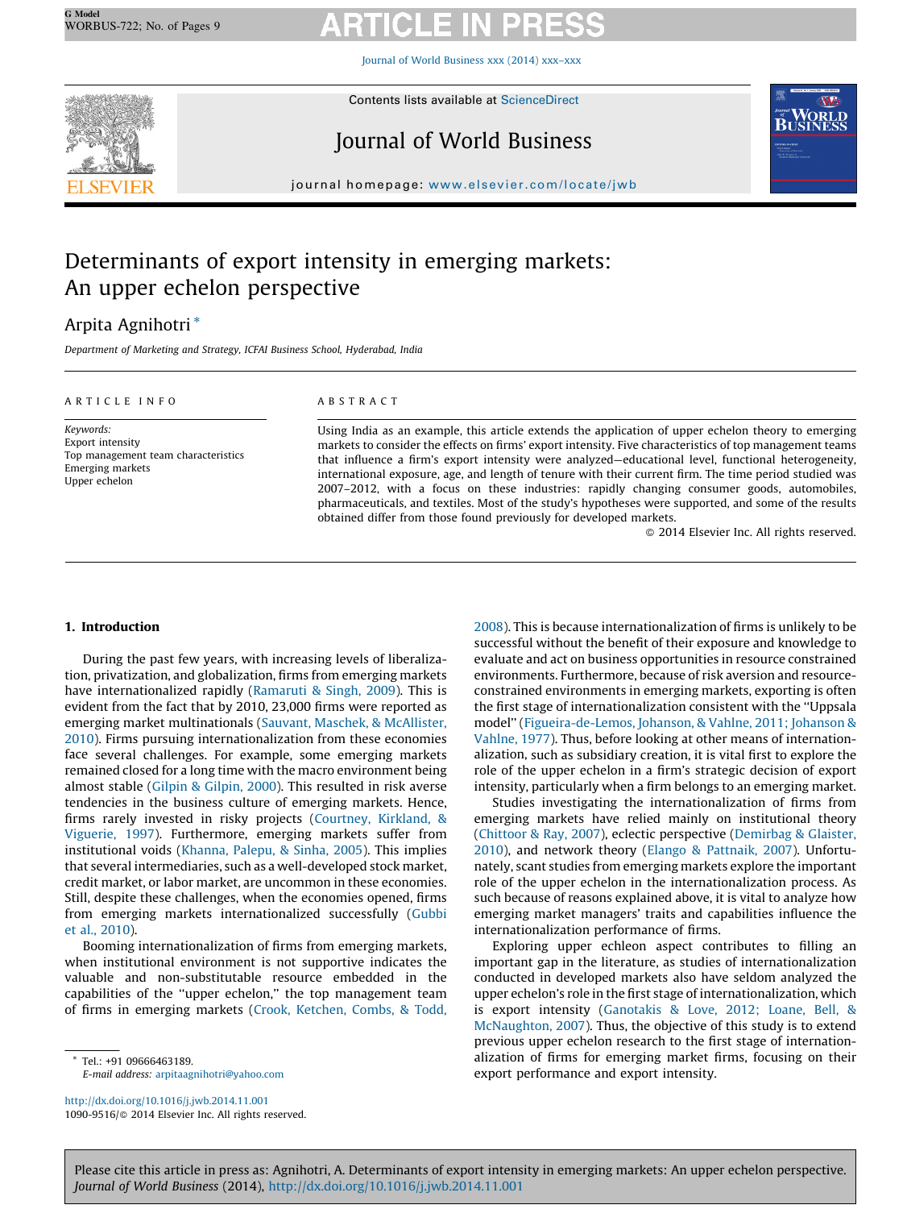# Determinants of export intensity in emerging markets: An upper echelon perspective

Arpita Agnihotri *

Department of Marketing and Strategy, ICFAI Business School, Hyderabad, India

ARTICLE INFO

*Keywords:*
Export intensity
Top management team characteristics
Emerging markets
Upper echelon

ABSTRACT

Using India as an example, this article extends the application of upper echelon theory to emerging markets to consider the effects on firms' export intensity. Five characteristics of top management teams that influence a firm's export intensity were analyzed—educational level, functional heterogeneity, international exposure, age, and length of tenure with their current firm. The time period studied was 2007–2012, with a focus on these industries: rapidly changing consumer goods, automobiles, pharmaceuticals, and textiles. Most of the study's hypotheses were supported, and some of the results obtained differ from those found previously for developed markets.

© 2014 Elsevier Inc. All rights reserved.

## 1. Introduction

During the past few years, with increasing levels of liberalization, privatization, and globalization, firms from emerging markets have internationalized rapidly (Ramaruti & Singh, 2009). This is evident from the fact that by 2010, 23,000 firms were reported as emerging market multinationals (Sauvant, Maschek, & McAllister, 2010). Firms pursuing internationalization from these economies face several challenges. For example, some emerging markets remained closed for a long time with the macro environment being almost stable (Gilpin & Gilpin, 2000). This resulted in risk averse tendencies in the business culture of emerging markets. Hence, firms rarely invested in risky projects (Courtney, Kirkland, & Viguerie, 1997). Furthermore, emerging markets suffer from institutional voids (Khanna, Palepu, & Sinha, 2005). This implies that several intermediaries, such as a well-developed stock market, credit market, or labor market, are uncommon in these economies. Still, despite these challenges, when the economies opened, firms from emerging markets internationalized successfully (Gubbi et al., 2010).

Booming internationalization of firms from emerging markets, when institutional environment is not supportive indicates the valuable and non-substitutable resource embedded in the capabilities of the "upper echelon," the top management team of firms in emerging markets (Crook, Ketchen, Combs, & Todd, 2008). This is because internationalization of firms is unlikely to be successful without the benefit of their exposure and knowledge to evaluate and act on business opportunities in resource constrained environments. Furthermore, because of risk aversion and resource-constrained environments in emerging markets, exporting is often the first stage of internationalization consistent with the "Uppsala model" (Figueira-de-Lemos, Johanson, & Vahlne, 2011; Johanson & Vahlne, 1977). Thus, before looking at other means of internationalization, such as subsidiary creation, it is vital first to explore the role of the upper echelon in a firm's strategic decision of export intensity, particularly when a firm belongs to an emerging market.

Studies investigating the internationalization of firms from emerging markets have relied mainly on institutional theory (Chittoor & Ray, 2007), eclectic perspective (Demirbag & Glaister, 2010), and network theory (Elango & Pattnaik, 2007). Unfortunately, scant studies from emerging markets explore the important role of the upper echelon in the internationalization process. As such because of reasons explained above, it is vital to analyze how emerging market managers' traits and capabilities influence the internationalization performance of firms.

Exploring upper echleon aspect contributes to filling an important gap in the literature, as studies of internationalization conducted in developed markets also have seldom analyzed the upper echelon's role in the first stage of internationalization, which is export intensity (Ganotakis & Love, 2012; Loane, Bell, & McNaughton, 2007). Thus, the objective of this study is to extend previous upper echelon research to the first stage of internationalization of firms for emerging market firms, focusing on their export performance and export intensity.

* Tel.: +91 09666463189.
*E-mail address:* arpitaagnihotri@yahoo.com

http://dx.doi.org/10.1016/j.jwb.2014.11.001
1090-9516/© 2014 Elsevier Inc. All rights reserved.

Please cite this article in press as: Agnihotri, A. Determinants of export intensity in emerging markets: An upper echelon perspective. *Journal of World Business* (2014), http://dx.doi.org/10.1016/j.jwb.2014.11.001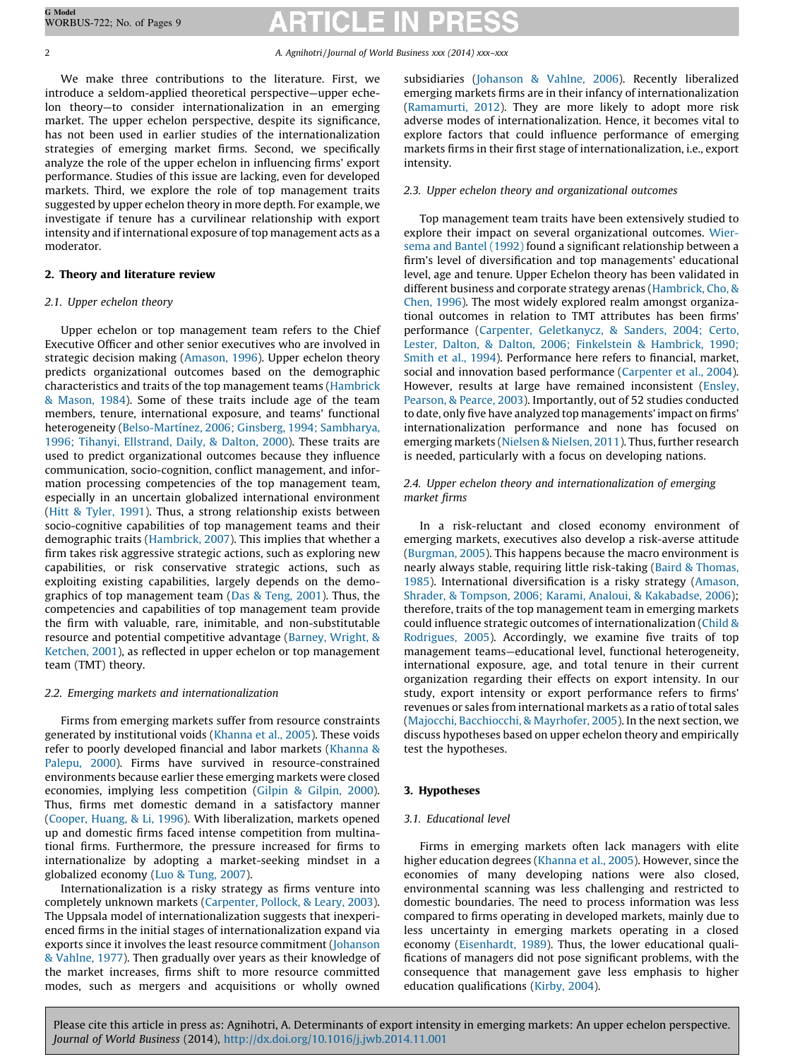We make three contributions to the literature. First, we introduce a seldom-applied theoretical perspective—upper echelon theory—to consider internationalization in an emerging market. The upper echelon perspective, despite its significance, has not been used in earlier studies of the internationalization strategies of emerging market firms. Second, we specifically analyze the role of the upper echelon in influencing firms' export performance. Studies of this issue are lacking, even for developed markets. Third, we explore the role of top management traits suggested by upper echelon theory in more depth. For example, we investigate if tenure has a curvilinear relationship with export intensity and if international exposure of top management acts as a moderator.

## 2. Theory and literature review

### 2.1. Upper echelon theory

Upper echelon or top management team refers to the Chief Executive Officer and other senior executives who are involved in strategic decision making (Amason, 1996). Upper echelon theory predicts organizational outcomes based on the demographic characteristics and traits of the top management teams (Hambrick & Mason, 1984). Some of these traits include age of the team members, tenure, international exposure, and teams' functional heterogeneity (Belso-Martínez, 2006; Ginsberg, 1994; Sambharya, 1996; Tihanyi, Ellstrand, Daily, & Dalton, 2000). These traits are used to predict organizational outcomes because they influence communication, socio-cognition, conflict management, and information processing competencies of the top management team, especially in an uncertain globalized international environment (Hitt & Tyler, 1991). Thus, a strong relationship exists between socio-cognitive capabilities of top management teams and their demographic traits (Hambrick, 2007). This implies that whether a firm takes risk aggressive strategic actions, such as exploring new capabilities, or risk conservative strategic actions, such as exploiting existing capabilities, largely depends on the demographics of top management team (Das & Teng, 2001). Thus, the competencies and capabilities of top management team provide the firm with valuable, rare, inimitable, and non-substitutable resource and potential competitive advantage (Barney, Wright, & Ketchen, 2001), as reflected in upper echelon or top management team (TMT) theory.

### 2.2. Emerging markets and internationalization

Firms from emerging markets suffer from resource constraints generated by institutional voids (Khanna et al., 2005). These voids refer to poorly developed financial and labor markets (Khanna & Palepu, 2000). Firms have survived in resource-constrained environments because earlier these emerging markets were closed economies, implying less competition (Gilpin & Gilpin, 2000). Thus, firms met domestic demand in a satisfactory manner (Cooper, Huang, & Li, 1996). With liberalization, markets opened up and domestic firms faced intense competition from multinational firms. Furthermore, the pressure increased for firms to internationalize by adopting a market-seeking mindset in a globalized economy (Luo & Tung, 2007).

Internationalization is a risky strategy as firms venture into completely unknown markets (Carpenter, Pollock, & Leary, 2003). The Uppsala model of internationalization suggests that inexperienced firms in the initial stages of internationalization expand via exports since it involves the least resource commitment (Johanson & Vahlne, 1977). Then gradually over years as their knowledge of the market increases, firms shift to more resource committed modes, such as mergers and acquisitions or wholly owned subsidiaries (Johanson & Vahlne, 2006). Recently liberalized emerging markets firms are in their infancy of internationalization (Ramamurti, 2012). They are more likely to adopt more risk adverse modes of internationalization. Hence, it becomes vital to explore factors that could influence performance of emerging markets firms in their first stage of internationalization, i.e., export intensity.

### 2.3. Upper echelon theory and organizational outcomes

Top management team traits have been extensively studied to explore their impact on several organizational outcomes. Wiersema and Bantel (1992) found a significant relationship between a firm's level of diversification and top managements' educational level, age and tenure. Upper Echelon theory has been validated in different business and corporate strategy arenas (Hambrick, Cho, & Chen, 1996). The most widely explored realm amongst organizational outcomes in relation to TMT attributes has been firms' performance (Carpenter, Geletkanycz, & Sanders, 2004; Certo, Lester, Dalton, & Dalton, 2006; Finkelstein & Hambrick, 1990; Smith et al., 1994). Performance here refers to financial, market, social and innovation based performance (Carpenter et al., 2004). However, results at large have remained inconsistent (Ensley, Pearson, & Pearce, 2003). Importantly, out of 52 studies conducted to date, only five have analyzed top managements' impact on firms' internationalization performance and none has focused on emerging markets (Nielsen & Nielsen, 2011). Thus, further research is needed, particularly with a focus on developing nations.

### 2.4. Upper echelon theory and internationalization of emerging market firms

In a risk-reluctant and closed economy environment of emerging markets, executives also develop a risk-averse attitude (Burgman, 2005). This happens because the macro environment is nearly always stable, requiring little risk-taking (Baird & Thomas, 1985). International diversification is a risky strategy (Amason, Shrader, & Tompson, 2006; Karami, Analoui, & Kakabadse, 2006); therefore, traits of the top management team in emerging markets could influence strategic outcomes of internationalization (Child & Rodrigues, 2005). Accordingly, we examine five traits of top management teams—educational level, functional heterogeneity, international exposure, age, and total tenure in their current organization regarding their effects on export intensity. In our study, export intensity or export performance refers to firms' revenues or sales from international markets as a ratio of total sales (Majocchi, Bacchiocchi, & Mayrhofer, 2005). In the next section, we discuss hypotheses based on upper echelon theory and empirically test the hypotheses.

## 3. Hypotheses

### 3.1. Educational level

Firms in emerging markets often lack managers with elite higher education degrees (Khanna et al., 2005). However, since the economies of many developing nations were also closed, environmental scanning was less challenging and restricted to domestic boundaries. The need to process information was less compared to firms operating in developed markets, mainly due to less uncertainty in emerging markets operating in a closed economy (Eisenhardt, 1989). Thus, the lower educational qualifications of managers did not pose significant problems, with the consequence that management gave less emphasis to higher education qualifications (Kirby, 2004).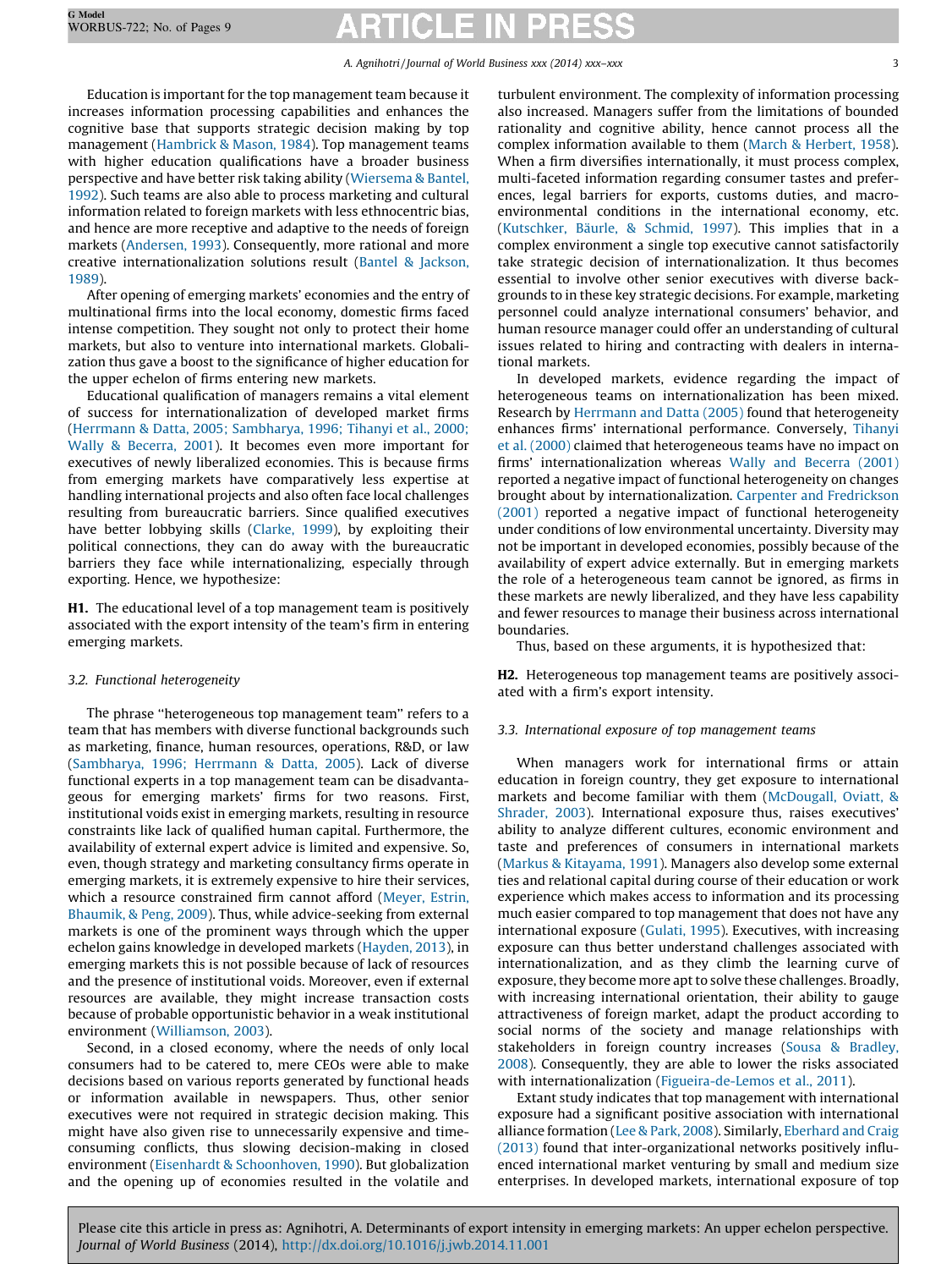Education is important for the top management team because it increases information processing capabilities and enhances the cognitive base that supports strategic decision making by top management (Hambrick & Mason, 1984). Top management teams with higher education qualifications have a broader business perspective and have better risk taking ability (Wiersema & Bantel, 1992). Such teams are also able to process marketing and cultural information related to foreign markets with less ethnocentric bias, and hence are more receptive and adaptive to the needs of foreign markets (Andersen, 1993). Consequently, more rational and more creative internationalization solutions result (Bantel & Jackson, 1989).

After opening of emerging markets' economies and the entry of multinational firms into the local economy, domestic firms faced intense competition. They sought not only to protect their home markets, but also to venture into international markets. Globalization thus gave a boost to the significance of higher education for the upper echelon of firms entering new markets.

Educational qualification of managers remains a vital element of success for internationalization of developed market firms (Herrmann & Datta, 2005; Sambharya, 1996; Tihanyi et al., 2000; Wally & Becerra, 2001). It becomes even more important for executives of newly liberalized economies. This is because firms from emerging markets have comparatively less expertise at handling international projects and also often face local challenges resulting from bureaucratic barriers. Since qualified executives have better lobbying skills (Clarke, 1999), by exploiting their political connections, they can do away with the bureaucratic barriers they face while internationalizing, especially through exporting. Hence, we hypothesize:

**H1.** The educational level of a top management team is positively associated with the export intensity of the team's firm in entering emerging markets.

### 3.2. Functional heterogeneity

The phrase "heterogeneous top management team" refers to a team that has members with diverse functional backgrounds such as marketing, finance, human resources, operations, R&D, or law (Sambharya, 1996; Herrmann & Datta, 2005). Lack of diverse functional experts in a top management team can be disadvantageous for emerging markets' firms for two reasons. First, institutional voids exist in emerging markets, resulting in resource constraints like lack of qualified human capital. Furthermore, the availability of external expert advice is limited and expensive. So, even, though strategy and marketing consultancy firms operate in emerging markets, it is extremely expensive to hire their services, which a resource constrained firm cannot afford (Meyer, Estrin, Bhaumik, & Peng, 2009). Thus, while advice-seeking from external markets is one of the prominent ways through which the upper echelon gains knowledge in developed markets (Hayden, 2013), in emerging markets this is not possible because of lack of resources and the presence of institutional voids. Moreover, even if external resources are available, they might increase transaction costs because of probable opportunistic behavior in a weak institutional environment (Williamson, 2003).

Second, in a closed economy, where the needs of only local consumers had to be catered to, mere CEOs were able to make decisions based on various reports generated by functional heads or information available in newspapers. Thus, other senior executives were not required in strategic decision making. This might have also given rise to unnecessarily expensive and time-consuming conflicts, thus slowing decision-making in closed environment (Eisenhardt & Schoonhoven, 1990). But globalization and the opening up of economies resulted in the volatile and turbulent environment. The complexity of information processing also increased. Managers suffer from the limitations of bounded rationality and cognitive ability, hence cannot process all the complex information available to them (March & Herbert, 1958). When a firm diversifies internationally, it must process complex, multi-faceted information regarding consumer tastes and preferences, legal barriers for exports, customs duties, and macro-environmental conditions in the international economy, etc. (Kutschker, Bäurle, & Schmid, 1997). This implies that in a complex environment a single top executive cannot satisfactorily take strategic decision of internationalization. It thus becomes essential to involve other senior executives with diverse backgrounds to in these key strategic decisions. For example, marketing personnel could analyze international consumers' behavior, and human resource manager could offer an understanding of cultural issues related to hiring and contracting with dealers in international markets.

In developed markets, evidence regarding the impact of heterogeneous teams on internationalization has been mixed. Research by Herrmann and Datta (2005) found that heterogeneity enhances firms' international performance. Conversely, Tihanyi et al. (2000) claimed that heterogeneous teams have no impact on firms' internationalization whereas Wally and Becerra (2001) reported a negative impact of functional heterogeneity on changes brought about by internationalization. Carpenter and Fredrickson (2001) reported a negative impact of functional heterogeneity under conditions of low environmental uncertainty. Diversity may not be important in developed economies, possibly because of the availability of expert advice externally. But in emerging markets the role of a heterogeneous team cannot be ignored, as firms in these markets are newly liberalized, and they have less capability and fewer resources to manage their business across international boundaries.

Thus, based on these arguments, it is hypothesized that:

**H2.** Heterogeneous top management teams are positively associated with a firm's export intensity.

### 3.3. International exposure of top management teams

When managers work for international firms or attain education in foreign country, they get exposure to international markets and become familiar with them (McDougall, Oviatt, & Shrader, 2003). International exposure thus, raises executives' ability to analyze different cultures, economic environment and taste and preferences of consumers in international markets (Markus & Kitayama, 1991). Managers also develop some external ties and relational capital during course of their education or work experience which makes access to information and its processing much easier compared to top management that does not have any international exposure (Gulati, 1995). Executives, with increasing exposure can thus better understand challenges associated with internationalization, and as they climb the learning curve of exposure, they become more apt to solve these challenges. Broadly, with increasing international orientation, their ability to gauge attractiveness of foreign market, adapt the product according to social norms of the society and manage relationships with stakeholders in foreign country increases (Sousa & Bradley, 2008). Consequently, they are able to lower the risks associated with internationalization (Figueira-de-Lemos et al., 2011).

Extant study indicates that top management with international exposure had a significant positive association with international alliance formation (Lee & Park, 2008). Similarly, Eberhard and Craig (2013) found that inter-organizational networks positively influenced international market venturing by small and medium size enterprises. In developed markets, international exposure of top

Please cite this article in press as: Agnihotri, A. Determinants of export intensity in emerging markets: An upper echelon perspective. *Journal of World Business* (2014), http://dx.doi.org/10.1016/j.jwb.2014.11.001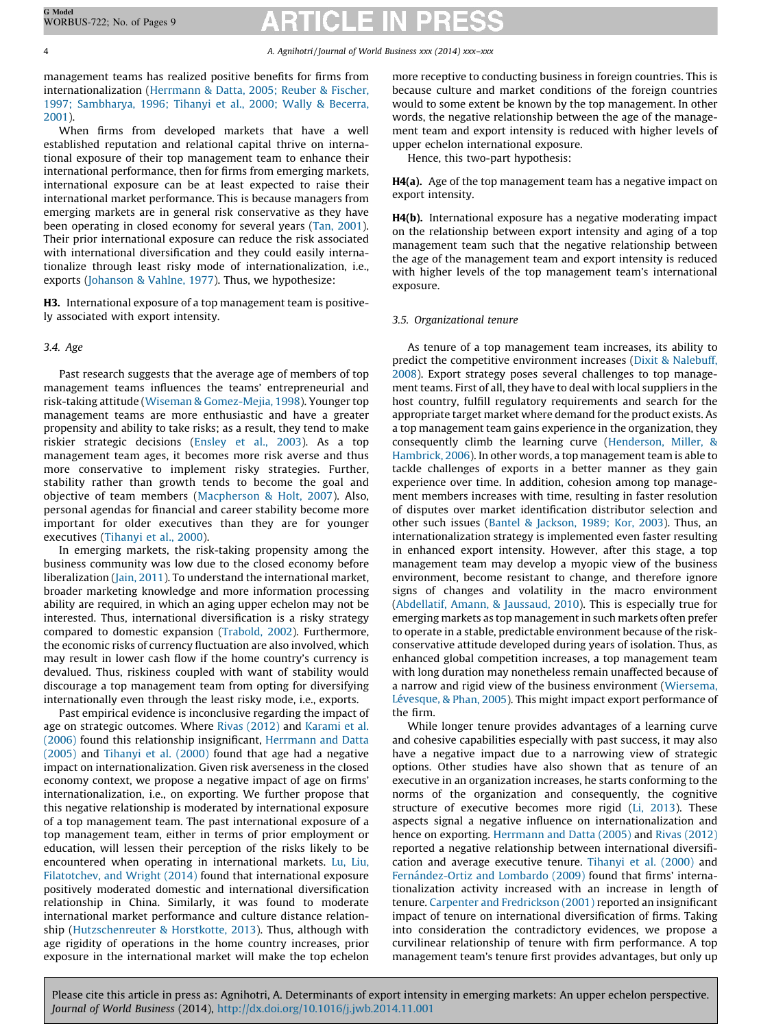management teams has realized positive benefits for firms from internationalization (Herrmann & Datta, 2005; Reuber & Fischer, 1997; Sambharya, 1996; Tihanyi et al., 2000; Wally & Becerra, 2001).

When firms from developed markets that have a well established reputation and relational capital thrive on international exposure of their top management team to enhance their international performance, then for firms from emerging markets, international exposure can be at least expected to raise their international market performance. This is because managers from emerging markets are in general risk conservative as they have been operating in closed economy for several years (Tan, 2001). Their prior international exposure can reduce the risk associated with international diversification and they could easily internationalize through least risky mode of internationalization, i.e., exports (Johanson & Vahlne, 1977). Thus, we hypothesize:

**H3.** International exposure of a top management team is positively associated with export intensity.

### 3.4. Age

Past research suggests that the average age of members of top management teams influences the teams' entrepreneurial and risk-taking attitude (Wiseman & Gomez-Mejia, 1998). Younger top management teams are more enthusiastic and have a greater propensity and ability to take risks; as a result, they tend to make riskier strategic decisions (Ensley et al., 2003). As a top management team ages, it becomes more risk averse and thus more conservative to implement risky strategies. Further, stability rather than growth tends to become the goal and objective of team members (Macpherson & Holt, 2007). Also, personal agendas for financial and career stability become more important for older executives than they are for younger executives (Tihanyi et al., 2000).

In emerging markets, the risk-taking propensity among the business community was low due to the closed economy before liberalization (Jain, 2011). To understand the international market, broader marketing knowledge and more information processing ability are required, in which an aging upper echelon may not be interested. Thus, international diversification is a risky strategy compared to domestic expansion (Trabold, 2002). Furthermore, the economic risks of currency fluctuation are also involved, which may result in lower cash flow if the home country's currency is devalued. Thus, riskiness coupled with want of stability would discourage a top management team from opting for diversifying internationally even through the least risky mode, i.e., exports.

Past empirical evidence is inconclusive regarding the impact of age on strategic outcomes. Where Rivas (2012) and Karami et al. (2006) found this relationship insignificant, Herrmann and Datta (2005) and Tihanyi et al. (2000) found that age had a negative impact on internationalization. Given risk averseness in the closed economy context, we propose a negative impact of age on firms' internationalization, i.e., on exporting. We further propose that this negative relationship is moderated by international exposure of a top management team. The past international exposure of a top management team, either in terms of prior employment or education, will lessen their perception of the risks likely to be encountered when operating in international markets. Lu, Liu, Filatotchev, and Wright (2014) found that international exposure positively moderated domestic and international diversification relationship in China. Similarly, it was found to moderate international market performance and culture distance relationship (Hutzschenreuter & Horstkotte, 2013). Thus, although with age rigidity of operations in the home country increases, prior exposure in the international market will make the top echelon more receptive to conducting business in foreign countries. This is because culture and market conditions of the foreign countries would to some extent be known by the top management. In other words, the negative relationship between the age of the management team and export intensity is reduced with higher levels of upper echelon international exposure.

Hence, this two-part hypothesis:

**H4(a).** Age of the top management team has a negative impact on export intensity.

**H4(b).** International exposure has a negative moderating impact on the relationship between export intensity and aging of a top management team such that the negative relationship between the age of the management team and export intensity is reduced with higher levels of the top management team's international exposure.

### 3.5. Organizational tenure

As tenure of a top management team increases, its ability to predict the competitive environment increases (Dixit & Nalebuff, 2008). Export strategy poses several challenges to top management teams. First of all, they have to deal with local suppliers in the host country, fulfill regulatory requirements and search for the appropriate target market where demand for the product exists. As a top management team gains experience in the organization, they consequently climb the learning curve (Henderson, Miller, & Hambrick, 2006). In other words, a top management team is able to tackle challenges of exports in a better manner as they gain experience over time. In addition, cohesion among top management members increases with time, resulting in faster resolution of disputes over market identification distributor selection and other such issues (Bantel & Jackson, 1989; Kor, 2003). Thus, an internationalization strategy is implemented even faster resulting in enhanced export intensity. However, after this stage, a top management team may develop a myopic view of the business environment, become resistant to change, and therefore ignore signs of changes and volatility in the macro environment (Abdellatif, Amann, & Jaussaud, 2010). This is especially true for emerging markets as top management in such markets often prefer to operate in a stable, predictable environment because of the risk-conservative attitude developed during years of isolation. Thus, as enhanced global competition increases, a top management team with long duration may nonetheless remain unaffected because of a narrow and rigid view of the business environment (Wiersema, Lévesque, & Phan, 2005). This might impact export performance of the firm.

While longer tenure provides advantages of a learning curve and cohesive capabilities especially with past success, it may also have a negative impact due to a narrowing view of strategic options. Other studies have also shown that as tenure of an executive in an organization increases, he starts conforming to the norms of the organization and consequently, the cognitive structure of executive becomes more rigid (Li, 2013). These aspects signal a negative influence on internationalization and hence on exporting. Herrmann and Datta (2005) and Rivas (2012) reported a negative relationship between international diversification and average executive tenure. Tihanyi et al. (2000) and Fernández-Ortiz and Lombardo (2009) found that firms' internationalization activity increased with an increase in length of tenure. Carpenter and Fredrickson (2001) reported an insignificant impact of tenure on international diversification of firms. Taking into consideration the contradictory evidences, we propose a curvilinear relationship of tenure with firm performance. A top management team's tenure first provides advantages, but only up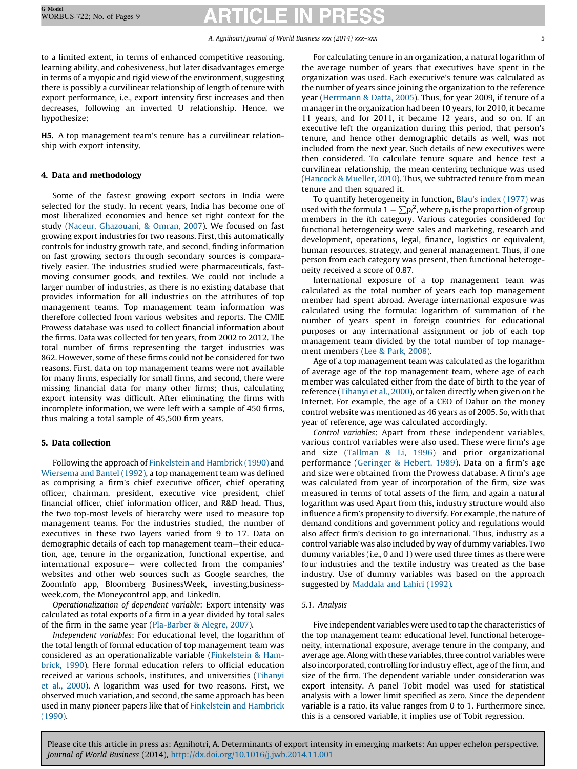to a limited extent, in terms of enhanced competitive reasoning, learning ability, and cohesiveness, but later disadvantages emerge in terms of a myopic and rigid view of the environment, suggesting there is possibly a curvilinear relationship of length of tenure with export performance, i.e., export intensity first increases and then decreases, following an inverted U relationship. Hence, we hypothesize:

**H5.** A top management team's tenure has a curvilinear relationship with export intensity.

## 4. Data and methodology

Some of the fastest growing export sectors in India were selected for the study. In recent years, India has become one of most liberalized economies and hence set right context for the study (Naceur, Ghazouani, & Omran, 2007). We focused on fast growing export industries for two reasons. First, this automatically controls for industry growth rate, and second, finding information on fast growing sectors through secondary sources is comparatively easier. The industries studied were pharmaceuticals, fast-moving consumer goods, and textiles. We could not include a larger number of industries, as there is no existing database that provides information for all industries on the attributes of top management teams. Top management team information was therefore collected from various websites and reports. The CMIE Prowess database was used to collect financial information about the firms. Data was collected for ten years, from 2002 to 2012. The total number of firms representing the target industries was 862. However, some of these firms could not be considered for two reasons. First, data on top management teams were not available for many firms, especially for small firms, and second, there were missing financial data for many other firms; thus, calculating export intensity was difficult. After eliminating the firms with incomplete information, we were left with a sample of 450 firms, thus making a total sample of 45,500 firm years.

## 5. Data collection

Following the approach of Finkelstein and Hambrick (1990) and Wiersema and Bantel (1992), a top management team was defined as comprising a firm's chief executive officer, chief operating officer, chairman, president, executive vice president, chief financial officer, chief information officer, and R&D head. Thus, the two top-most levels of hierarchy were used to measure top management teams. For the industries studied, the number of executives in these two layers varied from 9 to 17. Data on demographic details of each top management team—their education, age, tenure in the organization, functional expertise, and international exposure— were collected from the companies' websites and other web sources such as Google searches, the ZoomInfo app, Bloomberg BusinessWeek, investing.businessweek.com, the Moneycontrol app, and LinkedIn.

*Operationalization of dependent variable*: Export intensity was calculated as total exports of a firm in a year divided by total sales of the firm in the same year (Pla-Barber & Alegre, 2007).

*Independent variables*: For educational level, the logarithm of the total length of formal education of top management team was considered as an operationalizable variable (Finkelstein & Hambrick, 1990). Here formal education refers to official education received at various schools, institutes, and universities (Tihanyi et al., 2000). A logarithm was used for two reasons. First, we observed much variation, and second, the same approach has been used in many pioneer papers like that of Finkelstein and Hambrick (1990).

For calculating tenure in an organization, a natural logarithm of the average number of years that executives have spent in the organization was used. Each executive's tenure was calculated as the number of years since joining the organization to the reference year (Herrmann & Datta, 2005). Thus, for year 2009, if tenure of a manager in the organization had been 10 years, for 2010, it became 11 years, and for 2011, it became 12 years, and so on. If an executive left the organization during this period, that person's tenure, and hence other demographic details as well, was not included from the next year. Such details of new executives were then considered. To calculate tenure square and hence test a curvilinear relationship, the mean centering technique was used (Hancock & Mueller, 2010). Thus, we subtracted tenure from mean tenure and then squared it.

To quantify heterogeneity in function, Blau's index (1977) was used with the formula $1 - \sum p_i^2$, where $p_i$ is the proportion of group members in the $i$th category. Various categories considered for functional heterogeneity were sales and marketing, research and development, operations, legal, finance, logistics or equivalent, human resources, strategy, and general management. Thus, if one person from each category was present, then functional heterogeneity received a score of 0.87.

International exposure of a top management team was calculated as the total number of years each top management member had spent abroad. Average international exposure was calculated using the formula: logarithm of summation of the number of years spent in foreign countries for educational purposes or any international assignment or job of each top management team divided by the total number of top management members (Lee & Park, 2008).

Age of a top management team was calculated as the logarithm of average age of the top management team, where age of each member was calculated either from the date of birth to the year of reference (Tihanyi et al., 2000), or taken directly when given on the Internet. For example, the age of a CEO of Dabur on the money control website was mentioned as 46 years as of 2005. So, with that year of reference, age was calculated accordingly.

*Control variables*: Apart from these independent variables, various control variables were also used. These were firm's age and size (Tallman & Li, 1996) and prior organizational performance (Geringer & Hebert, 1989). Data on a firm's age and size were obtained from the Prowess database. A firm's age was calculated from year of incorporation of the firm, size was measured in terms of total assets of the firm, and again a natural logarithm was used Apart from this, industry structure would also influence a firm's propensity to diversify. For example, the nature of demand conditions and government policy and regulations would also affect firm's decision to go international. Thus, industry as a control variable was also included by way of dummy variables. Two dummy variables (i.e., 0 and 1) were used three times as there were four industries and the textile industry was treated as the base industry. Use of dummy variables was based on the approach suggested by Maddala and Lahiri (1992).

### 5.1. Analysis

Five independent variables were used to tap the characteristics of the top management team: educational level, functional heterogeneity, international exposure, average tenure in the company, and average age. Along with these variables, three control variables were also incorporated, controlling for industry effect, age of the firm, and size of the firm. The dependent variable under consideration was export intensity. A panel Tobit model was used for statistical analysis with a lower limit specified as zero. Since the dependent variable is a ratio, its value ranges from 0 to 1. Furthermore since, this is a censored variable, it implies use of Tobit regression.

Please cite this article in press as: Agnihotri, A. Determinants of export intensity in emerging markets: An upper echelon perspective. *Journal of World Business* (2014), http://dx.doi.org/10.1016/j.jwb.2014.11.001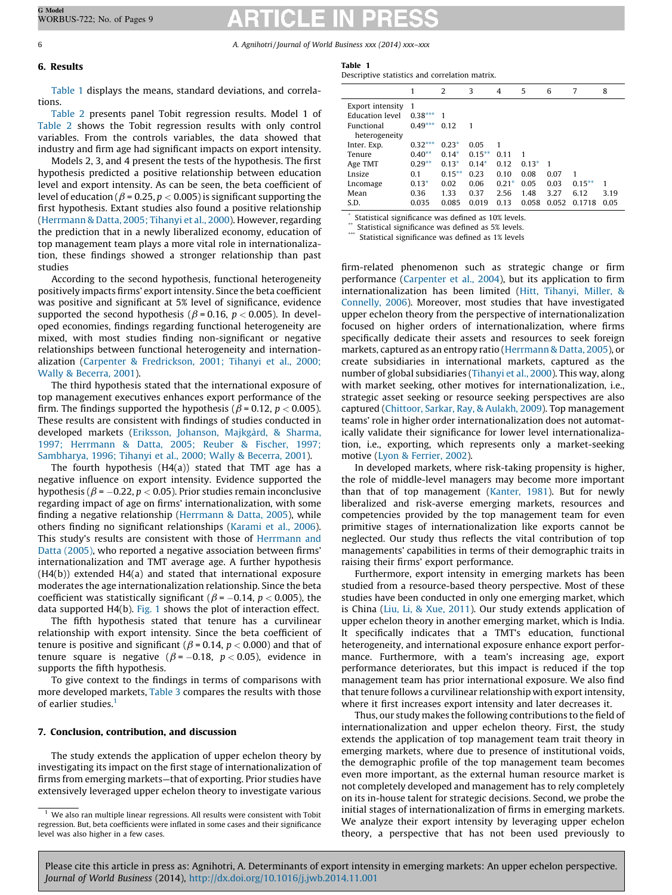## 6. Results

Table 1 displays the means, standard deviations, and correlations.

Table 2 presents panel Tobit regression results. Model 1 of Table 2 shows the Tobit regression results with only control variables. From the controls variables, the data showed that industry and firm age had significant impacts on export intensity.

Models 2, 3, and 4 present the tests of the hypothesis. The first hypothesis predicted a positive relationship between education level and export intensity. As can be seen, the beta coefficient of level of education ($\beta = 0.25, p < 0.005$) is significant supporting the first hypothesis. Extant studies also found a positive relationship (Herrmann & Datta, 2005; Tihanyi et al., 2000). However, regarding the prediction that in a newly liberalized economy, education of top management team plays a more vital role in internationalization, these findings showed a stronger relationship than past studies

According to the second hypothesis, functional heterogeneity positively impacts firms' export intensity. Since the beta coefficient was positive and significant at 5% level of significance, evidence supported the second hypothesis ($\beta = 0.16, p < 0.005$). In developed economies, findings regarding functional heterogeneity are mixed, with most studies finding non-significant or negative relationships between functional heterogeneity and internationalization (Carpenter & Fredrickson, 2001; Tihanyi et al., 2000; Wally & Becerra, 2001).

The third hypothesis stated that the international exposure of top management executives enhances export performance of the firm. The findings supported the hypothesis ($\beta = 0.12, p < 0.005$). These results are consistent with findings of studies conducted in developed markets (Eriksson, Johanson, Majkgård, & Sharma, 1997; Herrmann & Datta, 2005; Reuber & Fischer, 1997; Sambharya, 1996; Tihanyi et al., 2000; Wally & Becerra, 2001).

The fourth hypothesis (H4(a)) stated that TMT age has a negative influence on export intensity. Evidence supported the hypothesis ($\beta = -0.22, p < 0.05$). Prior studies remain inconclusive regarding impact of age on firms' internationalization, with some finding a negative relationship (Herrmann & Datta, 2005), while others finding no significant relationships (Karami et al., 2006). This study's results are consistent with those of Herrmann and Datta (2005), who reported a negative association between firms' internationalization and TMT average age. A further hypothesis (H4(b)) extended H4(a) and stated that international exposure moderates the age internationalization relationship. Since the beta coefficient was statistically significant ($\beta = -0.14, p < 0.005$), the data supported H4(b). Fig. 1 shows the plot of interaction effect.

The fifth hypothesis stated that tenure has a curvilinear relationship with export intensity. Since the beta coefficient of tenure is positive and significant ($\beta = 0.14, p < 0.000$) and that of tenure square is negative ($\beta = -0.18, p < 0.05$), evidence in supports the fifth hypothesis.

To give context to the findings in terms of comparisons with more developed markets, Table 3 compares the results with those of earlier studies.[1]

**Table 1**
Descriptive statistics and correlation matrix.

| | 1 | 2 | 3 | 4 | 5 | 6 | 7 | 8 |
|---|---|---|---|---|---|---|---|---|
| Export intensity | 1 | | | | | | | |
| Education level | 0.38*** | 1 | | | | | | |
| Functional heterogeneity | 0.49*** | 0.12 | 1 | | | | | |
| Inter. Exp. | 0.32*** | 0.23* | 0.05 | 1 | | | | |
| Tenure | 0.40** | 0.14* | 0.15** | 0.11 | 1 | | | |
| Age TMT | 0.29** | 0.13* | 0.14* | 0.12 | 0.13* | 1 | | |
| Lnsize | 0.1 | 0.15** | 0.23 | 0.10 | 0.08 | 0.07 | 1 | |
| Lncomage | 0.13* | 0.02 | 0.06 | 0.21* | 0.05 | 0.03 | 0.15** | 1 |
| Mean | 0.36 | 1.33 | 0.37 | 2.56 | 1.48 | 3.27 | 6.12 | 3.19 |
| S.D. | 0.035 | 0.085 | 0.019 | 0.13 | 0.058 | 0.052 | 0.1718 | 0.05 |

\* Statistical significance was defined as 10% levels.
\*\* Statistical significance was defined as 5% levels.
\*\*\* Statistical significance was defined as 1% levels

## 7. Conclusion, contribution, and discussion

The study extends the application of upper echelon theory by investigating its impact on the first stage of internationalization of firms from emerging markets—that of exporting. Prior studies have extensively leveraged upper echelon theory to investigate various firm-related phenomenon such as strategic change or firm performance (Carpenter et al., 2004), but its application to firm internationalization has been limited (Hitt, Tihanyi, Miller, & Connelly, 2006). Moreover, most studies that have investigated upper echelon theory from the perspective of internationalization focused on higher orders of internationalization, where firms specifically dedicate their assets and resources to seek foreign markets, captured as an entropy ratio (Herrmann & Datta, 2005), or create subsidiaries in international markets, captured as the number of global subsidiaries (Tihanyi et al., 2000). This way, along with market seeking, other motives for internationalization, i.e., strategic asset seeking or resource seeking perspectives are also captured (Chittoor, Sarkar, Ray, & Aulakh, 2009). Top management teams' role in higher order internationalization does not automatically validate their significance for lower level internationalization, i.e., exporting, which represents only a market-seeking motive (Lyon & Ferrier, 2002).

In developed markets, where risk-taking propensity is higher, the role of middle-level managers may become more important than that of top management (Kanter, 1981). But for newly liberalized and risk-averse emerging markets, resources and competencies provided by the top management team for even primitive stages of internationalization like exports cannot be neglected. Our study thus reflects the vital contribution of top managements' capabilities in terms of their demographic traits in raising their firms' export performance.

Furthermore, export intensity in emerging markets has been studied from a resource-based theory perspective. Most of these studies have been conducted in only one emerging market, which is China (Liu, Li, & Xue, 2011). Our study extends application of upper echelon theory in another emerging market, which is India. It specifically indicates that a TMT's education, functional heterogeneity, and international exposure enhance export performance. Furthermore, with a team's increasing age, export performance deteriorates, but this impact is reduced if the top management team has prior international exposure. We also find that tenure follows a curvilinear relationship with export intensity, where it first increases export intensity and later decreases it.

Thus, our study makes the following contributions to the field of internationalization and upper echelon theory. First, the study extends the application of top management team trait theory in emerging markets, where due to presence of institutional voids, the demographic profile of the top management team becomes even more important, as the external human resource market is not completely developed and management has to rely completely on its in-house talent for strategic decisions. Second, we probe the initial stages of internationalization of firms in emerging markets. We analyze their export intensity by leveraging upper echelon theory, a perspective that has not been used previously to

[1] We also ran multiple linear regressions. All results were consistent with Tobit regression. But, beta coefficients were inflated in some cases and their significance level was also higher in a few cases.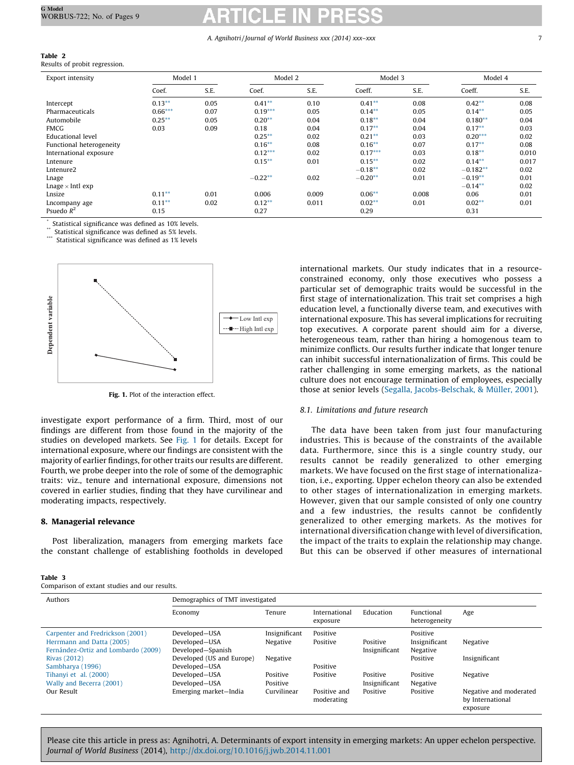**Table 2**
Results of probit regression.

| Export intensity | Model 1 | | Model 2 | | Model 3 | | Model 4 | |
|---|---|---|---|---|---|---|---|---|
| | Coef. | S.E. | Coef. | S.E. | Coeff. | S.E. | Coeff. | S.E. |
| Intercept | 0.13** | 0.05 | 0.41** | 0.10 | 0.41** | 0.08 | 0.42** | 0.08 |
| Pharmaceuticals | 0.66*** | 0.07 | 0.19*** | 0.05 | 0.14** | 0.05 | 0.14** | 0.05 |
| Automobile | 0.25** | 0.05 | 0.20** | 0.04 | 0.18** | 0.04 | 0.180** | 0.04 |
| FMCG | 0.03 | 0.09 | 0.18 | 0.04 | 0.17** | 0.04 | 0.17** | 0.03 |
| Educational level | | | 0.25** | 0.02 | 0.21** | 0.03 | 0.20*** | 0.02 |
| Functional heterogeneity | | | 0.16** | 0.08 | 0.16** | 0.07 | 0.17** | 0.08 |
| International exposure | | | 0.12*** | 0.02 | 0.17*** | 0.03 | 0.18** | 0.010 |
| Lntenure | | | 0.15** | 0.01 | 0.15** | 0.02 | 0.14** | 0.017 |
| Lntenure2 | | | | | −0.18** | 0.02 | −0.182** | 0.02 |
| Lnage | | | −0.22** | 0.02 | −0.20** | 0.01 | −0.19** | 0.01 |
| Lnage × Intl exp | | | | | | | −0.14** | 0.02 |
| Lnsize | 0.11** | 0.01 | 0.006 | 0.009 | 0.06** | 0.008 | 0.06 | 0.01 |
| Lncompany age | 0.11** | 0.02 | 0.12** | 0.011 | 0.02** | 0.01 | 0.02** | 0.01 |
| Psuedo $R^2$ | 0.15 | | 0.27 | | 0.29 | | 0.31 | |

\* Statistical significance was defined as 10% levels.
\*\* Statistical significance was defined as 5% levels.
\*\*\* Statistical significance was defined as 1% levels

Fig. 1. Plot of the interaction effect.

investigate export performance of a firm. Third, most of our findings are different from those found in the majority of the studies on developed markets. See Fig. 1 for details. Except for international exposure, where our findings are consistent with the majority of earlier findings, for other traits our results are different. Fourth, we probe deeper into the role of some of the demographic traits: viz., tenure and international exposure, dimensions not covered in earlier studies, finding that they have curvilinear and moderating impacts, respectively.

## 8. Managerial relevance

Post liberalization, managers from emerging markets face the constant challenge of establishing footholds in developed international markets. Our study indicates that in a resource-constrained economy, only those executives who possess a particular set of demographic traits would be successful in the first stage of internationalization. This trait set comprises a high education level, a functionally diverse team, and executives with international exposure. This has several implications for recruiting top executives. A corporate parent should aim for a diverse, heterogeneous team, rather than hiring a homogenous team to minimize conflicts. Our results further indicate that longer tenure can inhibit successful internationalization of firms. This could be rather challenging in some emerging markets, as the national culture does not encourage termination of employees, especially those at senior levels (Segalla, Jacobs-Belschak, & Müller, 2001).

### 8.1. Limitations and future research

The data have been taken from just four manufacturing industries. This is because of the constraints of the available data. Furthermore, since this is a single country study, our results cannot be readily generalized to other emerging markets. We have focused on the first stage of internationalization, i.e., exporting. Upper echelon theory can also be extended to other stages of internationalization in emerging markets. However, given that our sample consisted of only one country and a few industries, the results cannot be confidently generalized to other emerging markets. As the motives for international diversification change with level of diversification, the impact of the traits to explain the relationship may change. But this can be observed if other measures of international

**Table 3**
Comparison of extant studies and our results.

| Authors | Demographics of TMT investigated | | | | | |
|---|---|---|---|---|---|---|
| | Economy | Tenure | International exposure | Education | Functional heterogeneity | Age |
| Carpenter and Fredrickson (2001) | Developed—USA | Insignificant | Positive | | Positive | |
| Herrmann and Datta (2005) | Developed—USA | Negative | Positive | Positive | Insignificant | Negative |
| Fernández-Ortiz and Lombardo (2009) | Developed—Spanish | | | Insignificant | Negative | |
| Rivas (2012) | Developed (US and Europe) | Negative | | | Positive | Insignificant |
| Sambharya (1996) | Developed—USA | | Positive | | | |
| Tihanyi et al. (2000) | Developed—USA | Positive | Positive | Positive | Positive | Negative |
| Wally and Becerra (2001) | Developed—USA | Positive | | Insignificant | Negative | |
| Our Result | Emerging market—India | Curvilinear | Positive and moderating | Positive | Positive | Negative and moderated by International exposure |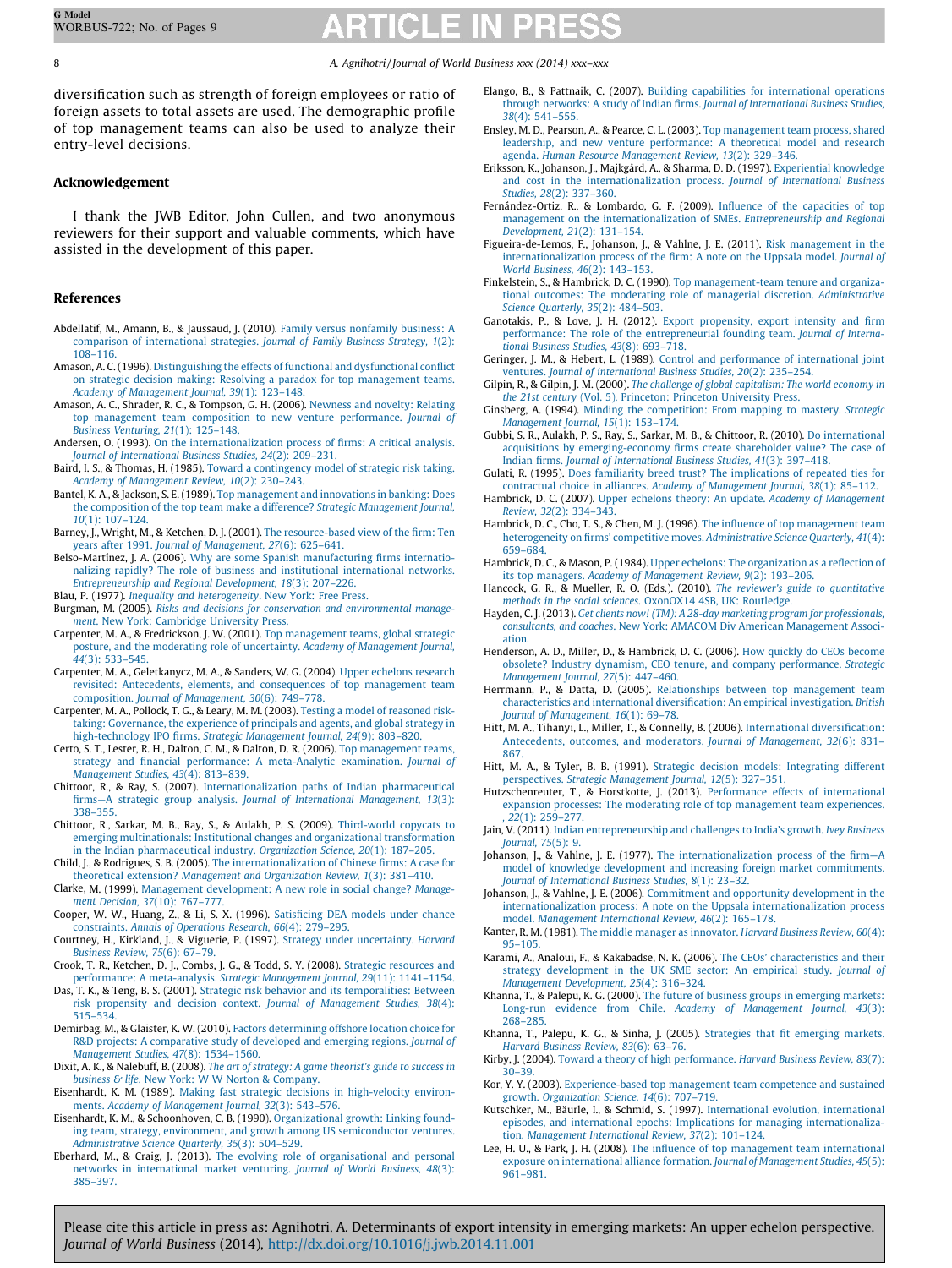diversification such as strength of foreign employees or ratio of foreign assets to total assets are used. The demographic profile of top management teams can also be used to analyze their entry-level decisions.

## Acknowledgement

I thank the JWB Editor, John Cullen, and two anonymous reviewers for their support and valuable comments, which have assisted in the development of this paper.

## References

Abdellatif, M., Amann, B., & Jaussaud, J. (2010). Family versus nonfamily business: A comparison of international strategies. *Journal of Family Business Strategy, 1*(2): 108–116.

Amason, A. C. (1996). Distinguishing the effects of functional and dysfunctional conflict on strategic decision making: Resolving a paradox for top management teams. *Academy of Management Journal, 39*(1): 123–148.

Amason, A. C., Shrader, R. C., & Tompson, G. H. (2006). Newness and novelty: Relating top management team composition to new venture performance. *Journal of Business Venturing, 21*(1): 125–148.

Andersen, O. (1993). On the internationalization process of firms: A critical analysis. *Journal of International Business Studies, 24*(2): 209–231.

Baird, I. S., & Thomas, H. (1985). Toward a contingency model of strategic risk taking. *Academy of Management Review, 10*(2): 230–243.

Bantel, K. A., & Jackson, S. E. (1989). Top management and innovations in banking: Does the composition of the top team make a difference? *Strategic Management Journal, 10*(1): 107–124.

Barney, J., Wright, M., & Ketchen, D. J. (2001). The resource-based view of the firm: Ten years after 1991. *Journal of Management, 27*(6): 625–641.

Belso-Martínez, J. A. (2006). Why are some Spanish manufacturing firms internationalizing rapidly? The role of business and institutional international networks. *Entrepreneurship and Regional Development, 18*(3): 207–226.

Blau, P. (1977). *Inequality and heterogeneity*. New York: Free Press.

Burgman, M. (2005). *Risks and decisions for conservation and environmental management*. New York: Cambridge University Press.

Carpenter, M. A., & Fredrickson, J. W. (2001). Top management teams, global strategic posture, and the moderating role of uncertainty. *Academy of Management Journal, 44*(3): 533–545.

Carpenter, M. A., Geletkanycz, M. A., & Sanders, W. G. (2004). Upper echelons research revisited: Antecedents, elements, and consequences of top management team composition. *Journal of Management, 30*(6): 749–778.

Carpenter, M. A., Pollock, T. G., & Leary, M. M. (2003). Testing a model of reasoned risk-taking: Governance, the experience of principals and agents, and global strategy in high-technology IPO firms. *Strategic Management Journal, 24*(9): 803–820.

Certo, S. T., Lester, R. H., Dalton, C. M., & Dalton, D. R. (2006). Top management teams, strategy and financial performance: A meta-Analytic examination. *Journal of Management Studies, 43*(4): 813–839.

Chittoor, R., & Ray, S. (2007). Internationalization paths of Indian pharmaceutical firms—A strategic group analysis. *Journal of International Management, 13*(3): 338–355.

Chittoor, R., Sarkar, M. B., Ray, S., & Aulakh, P. S. (2009). Third-world copycats to emerging multinationals: Institutional changes and organizational transformation in the Indian pharmaceutical industry. *Organization Science, 20*(1): 187–205.

Child, J., & Rodrigues, S. B. (2005). The internationalization of Chinese firms: A case for theoretical extension? *Management and Organization Review, 1*(3): 381–410.

Clarke, M. (1999). Management development: A new role in social change? *Management Decision, 37*(10): 767–777.

Cooper, W. W., Huang, Z., & Li, S. X. (1996). Satisficing DEA models under chance constraints. *Annals of Operations Research, 66*(4): 279–295.

Courtney, H., Kirkland, J., & Viguerie, P. (1997). Strategy under uncertainty. *Harvard Business Review, 75*(6): 67–79.

Crook, T. R., Ketchen, D. J., Combs, J. G., & Todd, S. Y. (2008). Strategic resources and performance: A meta-analysis. *Strategic Management Journal, 29*(11): 1141–1154.

Das, T. K., & Teng, B. S. (2001). Strategic risk behavior and its temporalities: Between risk propensity and decision context. *Journal of Management Studies, 38*(4): 515–534.

Demirbag, M., & Glaister, K. W. (2010). Factors determining offshore location choice for R&D projects: A comparative study of developed and emerging regions. *Journal of Management Studies, 47*(8): 1534–1560.

Dixit, A. K., & Nalebuff, B. (2008). *The art of strategy: A game theorist's guide to success in business & life*. New York: W W Norton & Company.

Eisenhardt, K. M. (1989). Making fast strategic decisions in high-velocity environments. *Academy of Management Journal, 32*(3): 543–576.

Eisenhardt, K. M., & Schoonhoven, C. B. (1990). Organizational growth: Linking founding team, strategy, environment, and growth among US semiconductor ventures. *Administrative Science Quarterly, 35*(3): 504–529.

Eberhard, M., & Craig, J. (2013). The evolving role of organisational and personal networks in international market venturing. *Journal of World Business, 48*(3): 385–397.

Elango, B., & Pattnaik, C. (2007). Building capabilities for international operations through networks: A study of Indian firms. *Journal of International Business Studies, 38*(4): 541–555.

Ensley, M. D., Pearson, A., & Pearce, C. L. (2003). Top management team process, shared leadership, and new venture performance: A theoretical model and research agenda. *Human Resource Management Review, 13*(2): 329–346.

Eriksson, K., Johanson, J., Majkgård, A., & Sharma, D. D. (1997). Experiential knowledge and cost in the internationalization process. *Journal of International Business Studies, 28*(2): 337–360.

Fernández-Ortiz, R., & Lombardo, G. F. (2009). Influence of the capacities of top management on the internationalization of SMEs. *Entrepreneurship and Regional Development, 21*(2): 131–154.

Figueira-de-Lemos, F., Johanson, J., & Vahlne, J. E. (2011). Risk management in the internationalization process of the firm: A note on the Uppsala model. *Journal of World Business, 46*(2): 143–153.

Finkelstein, S., & Hambrick, D. C. (1990). Top management-team tenure and organizational outcomes: The moderating role of managerial discretion. *Administrative Science Quarterly, 35*(2): 484–503.

Ganotakis, P., & Love, J. H. (2012). Export propensity, export intensity and firm performance: The role of the entrepreneurial founding team. *Journal of International Business Studies, 43*(8): 693–718.

Geringer, J. M., & Hebert, L. (1989). Control and performance of international joint ventures. *Journal of international Business Studies, 20*(2): 235–254.

Gilpin, R., & Gilpin, J. M. (2000). *The challenge of global capitalism: The world economy in the 21st century* (Vol. 5). Princeton: Princeton University Press.

Ginsberg, A. (1994). Minding the competition: From mapping to mastery. *Strategic Management Journal, 15*(1): 153–174.

Gubbi, S. R., Aulakh, P. S., Ray, S., Sarkar, M. B., & Chittoor, R. (2010). Do international acquisitions by emerging-economy firms create shareholder value? The case of Indian firms. *Journal of International Business Studies, 41*(3): 397–418.

Gulati, R. (1995). Does familiarity breed trust? The implications of repeated ties for contractual choice in alliances. *Academy of Management Journal, 38*(1): 85–112.

Hambrick, D. C. (2007). Upper echelons theory: An update. *Academy of Management Review, 32*(2): 334–343.

Hambrick, D. C., Cho, T. S., & Chen, M. J. (1996). The influence of top management team heterogeneity on firms' competitive moves. *Administrative Science Quarterly, 41*(4): 659–684.

Hambrick, D. C., & Mason, P. (1984). Upper echelons: The organization as a reflection of its top managers. *Academy of Management Review, 9*(2): 193–206.

Hancock, G. R., & Mueller, R. O. (Eds.). (2010). *The reviewer's guide to quantitative methods in the social sciences*. OxonOX14 4SB, UK: Routledge.

Hayden, C. J. (2013). *Get clients now! (TM): A 28-day marketing program for professionals, consultants, and coaches*. New York: AMACOM Div American Management Association.

Henderson, A. D., Miller, D., & Hambrick, D. C. (2006). How quickly do CEOs become obsolete? Industry dynamism, CEO tenure, and company performance. *Strategic Management Journal, 27*(5): 447–460.

Herrmann, P., & Datta, D. (2005). Relationships between top management team characteristics and international diversification: An empirical investigation. *British Journal of Management, 16*(1): 69–78.

Hitt, M. A., Tihanyi, L., Miller, T., & Connelly, B. (2006). International diversification: Antecedents, outcomes, and moderators. *Journal of Management, 32*(6): 831–867.

Hitt, M. A., & Tyler, B. B. (1991). Strategic decision models: Integrating different perspectives. *Strategic Management Journal, 12*(5): 327–351.

Hutzschenreuter, T., & Horstkotte, J. (2013). Performance effects of international expansion processes: The moderating role of top management team experiences. *, 22*(1): 259–277.

Jain, V. (2011). Indian entrepreneurship and challenges to India's growth. *Ivey Business Journal, 75*(5): 9.

Johanson, J., & Vahlne, J. E. (1977). The internationalization process of the firm—A model of knowledge development and increasing foreign market commitments. *Journal of International Business Studies, 8*(1): 23–32.

Johanson, J., & Vahlne, J. E. (2006). Commitment and opportunity development in the internationalization process: A note on the Uppsala internationalization process model. *Management International Review, 46*(2): 165–178.

Kanter, R. M. (1981). The middle manager as innovator. *Harvard Business Review, 60*(4): 95–105.

Karami, A., Analoui, F., & Kakabadse, N. K. (2006). The CEOs' characteristics and their strategy development in the UK SME sector: An empirical study. *Journal of Management Development, 25*(4): 316–324.

Khanna, T., & Palepu, K. G. (2000). The future of business groups in emerging markets: Long-run evidence from Chile. *Academy of Management Journal, 43*(3): 268–285.

Khanna, T., Palepu, K. G., & Sinha, J. (2005). Strategies that fit emerging markets. *Harvard Business Review, 83*(6): 63–76.

Kirby, J. (2004). Toward a theory of high performance. *Harvard Business Review, 83*(7): 30–39.

Kor, Y. Y. (2003). Experience-based top management team competence and sustained growth. *Organization Science, 14*(6): 707–719.

Kutschker, M., Bäurle, I., & Schmid, S. (1997). International evolution, international episodes, and international epochs: Implications for managing internationalization. *Management International Review, 37*(2): 101–124.

Lee, H. U., & Park, J. H. (2008). The influence of top management team international exposure on international alliance formation. *Journal of Management Studies, 45*(5): 961–981.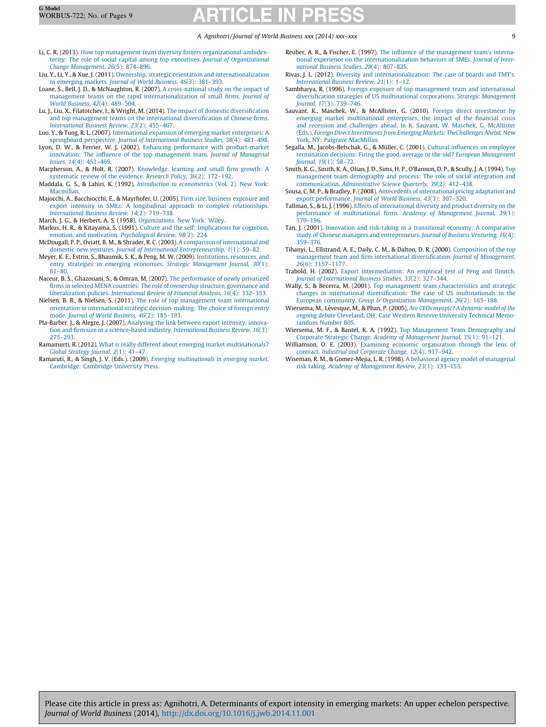Li, C. R. (2013). How top management team diversity fosters organizational ambidexterity: The role of social capital among top executives. *Journal of Organizational Change Management, 26*(5): 874–896.

Liu, Y., Li, Y., & Xue, J. (2011). Ownership, strategic orientation and internationalization in emerging markets. *Journal of World Business, 46*(3): 381–393.

Loane, S., Bell, J. D., & McNaughton, R. (2007). A cross-national study on the impact of management teams on the rapid internationalization of small firms. *Journal of World Business, 42*(4): 489–504.

Lu, J., Liu, X., Filatotchev, I., & Wright, M. (2014). The impact of domestic diversification and top management teams on the international diversification of Chinese firms. *International Business Review, 23*(2): 455–467.

Luo, Y., & Tung, R. L. (2007). International expansion of emerging market enterprises: A springboard perspective. *Journal of International Business Studies, 38*(4): 481–498.

Lyon, D. W., & Ferrier, W. J. (2002). Enhancing performance with product-market innovation: The influence of the top management team. *Journal of Managerial Issues, 14*(4): 452–469.

Macpherson, A., & Holt, R. (2007). Knowledge, learning and small firm growth: A systematic review of the evidence. *Research Policy, 36*(2): 172–192.

Maddala, G. S., & Lahiri, K. (1992). *Introduction to econometrics* (Vol. 2). New York: Macmillan.

Majocchi, A., Bacchiocchi, E., & Mayrhofer, U. (2005). Firm size, business exposure and export intensity in SMEs: A longitudinal approach to complex relationships. *International Business Review, 14*(2): 719–738.

March, J. G., & Herbert, A. S. (1958). *Organizations*. New York: Wiley.

Markus, H. R., & Kitayama, S. (1991). Culture and the self: Implications for cognition, emotion, and motivation. *Psychological Review, 98*(2): 224.

McDougall, P. P., Oviatt, B. M., & Shrader, R. C. (2003). A comparison of international and domestic new ventures. *Journal of International Entrepreneurship, 1*(1): 59–82.

Meyer, K. E., Estrin, S., Bhaumik, S. K., & Peng, M. W. (2009). Institutions, resources, and entry strategies in emerging economies. *Strategic Management Journal, 30*(1): 61–80.

Naceur, B. S., Ghazouani, S., & Omran, M. (2007). The performance of newly privatized firms in selected MENA countries: The role of ownership structure, governance and liberalization policies. *International Review of Financial Analysis, 16*(4): 332–353.

Nielsen, B. B., & Nielsen, S. (2011). The role of top management team international orientation in international strategic decision-making: The choice of foreign entry mode. *Journal of World Business, 46*(2): 185–193.

Pla-Barber, J., & Alegre, J. (2007). Analysing the link between export intensity, innovation and firm size in a science-based industry. *International Business Review, 16*(3): 275–293.

Ramamurti, R. (2012). What is really different about emerging market multinationals? *Global Strategy Journal, 2*(1): 41–47.

Ramaruti, R., & Singh, J. V. (Eds.). (2009). *Emerging multinationals in emerging market*. Cambridge: Cambridge University Press.

Reuber, A. R., & Fischer, E. (1997). The influence of the management team's international experience on the internationalization behaviors of SMEs. *Journal of International Business Studies, 28*(4): 807–825.

Rivas, J. L. (2012). Diversity and internationalization: The case of boards and TMT's. *International Business Review, 21*(1): 1–12.

Sambharya, R. (1996). Foreign exposure of top management team and international diversification strategies of US multinational corporations. *Strategic Management Journal, 17*(3): 739–746.

Sauvant, K., Maschek, W., & McAllister, G. (2010). Foreign direct investment by emerging market multinational enterprises, the impact of the financial crisis and recession and challenges ahead. In K. Sauvant, W. Maschek, G. McAllister (Eds.), *Foreign Direct Investments from Emerging Markets: TheChallenges Ahead*, New York, NY: Palgrave MacMillan.

Segalla, M., Jacobs-Belschak, G., & Müller, C. (2001). Cultural influences on employee termination decisions: Firing the good, average or the old? *European Management Journal, 19*(1): 58–72.

Smith, K. G., Smith, K. A., Olian, J. D., Sims, H. P., O'Bannon, D. P., & Scully, J. A. (1994). Top management team demography and process: The role of social integration and communication. *Administrative Science Quarterly, 39*(2): 412–438.

Sousa, C. M. P., & Bradley, F. (2008). Antecedents of international pricing adaptation and export performance. *Journal of World Business, 43*(3): 307–320.

Tallman, S., & Li, J. (1996). Effects of international diversity and product diversity on the performance of multinational firms. *Academy of Management Journal, 39*(1): 179–196.

Tan, J. (2001). Innovation and risk-taking in a transitional economy: A comparative study of Chinese managers and entrepreneurs. *Journal of Business Venturing, 16*(4): 359–376.

Tihanyi, L., Ellstrand, A. E., Daily, C. M., & Dalton, D. R. (2000). Composition of the top management team and firm international diversification. *Journal of Management, 26*(6): 1157–1177.

Trabold, H. (2002). Export intermediation: An empirical test of Peng and Ilinitch. *Journal of International Business Studies, 33*(2): 327–344.

Wally, S., & Becerra, M. (2001). Top management team characteristics and strategic changes in international diversification: The case of US multinationals in the European community. *Group & Organization Management, 26*(2): 165–188.

Wiersema, M., Lévesque, M., & Phan, P. (2005). *Are CEOs myopic? A dynamic model of the ongoing debate* Cleveland, OH: Case Western Reserve University Technical Memorandum Number 805.

Wiersema, M. F., & Bantel, K. A. (1992). Top Management Team Demography and Corporate Strategic Change. *Academy of Management Journal, 35*(1): 91–121.

Williamson, O. E. (2003). Examining economic organization through the lens of contract. *Industrial and Corporate Change, 12*(4): 917–942.

Wiseman, R. M., & Gomez-Mejia, L. R. (1998). A behavioral agency model of managerial risk taking. *Academy of Management Review, 23*(1): 133–153.